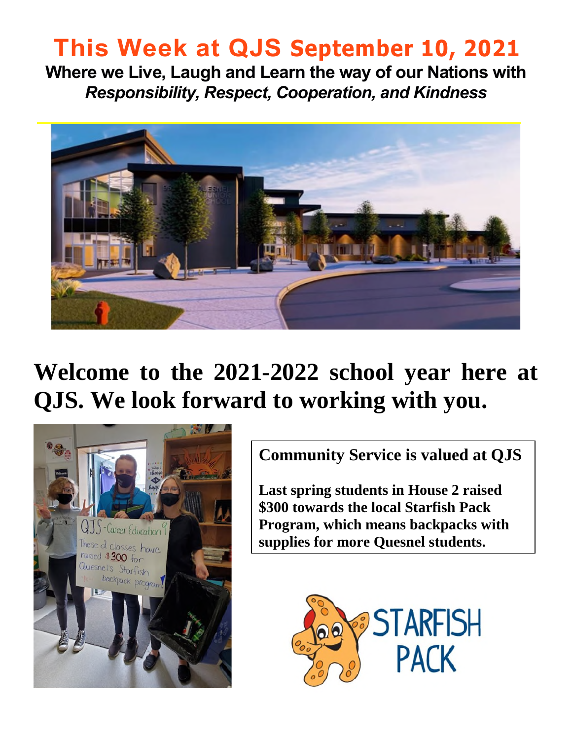# This Week at QJS September 10, 2021

**Where we Live, Laugh and Learn the way of our Nations with *Responsibility, Respect, Cooperation, and Kindness***

## Welcome to the 2021-2022 school year here at QJS. We look forward to working with you.

**Community Service is valued at QJS**

**Last spring students in House 2 raised $300 towards the local Starfish Pack Program, which means backpacks with supplies for more Quesnel students.**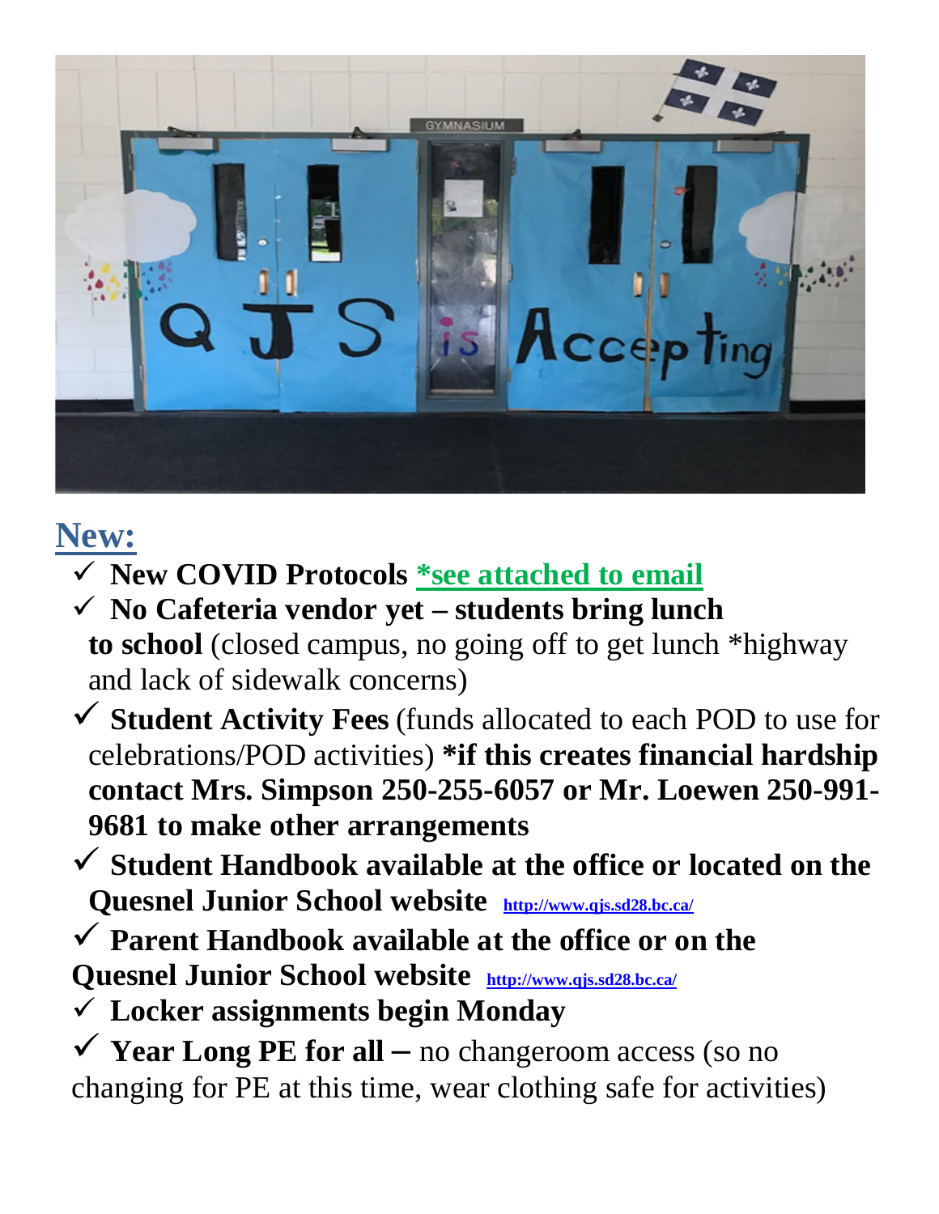## New:

- ✓ **New COVID Protocols** [*see attached to email]
- ✓ **No Cafeteria vendor yet – students bring lunch to school** (closed campus, no going off to get lunch *highway and lack of sidewalk concerns)
- ✓ **Student Activity Fees** (funds allocated to each POD to use for celebrations/POD activities) ***if this creates financial hardship contact Mrs. Simpson 250-255-6057 or Mr. Loewen 250-991-9681 to make other arrangements**
- ✓ **Student Handbook available at the office or located on the Quesnel Junior School website** http://www.qjs.sd28.bc.ca/
- ✓ **Parent Handbook available at the office or on the Quesnel Junior School website** http://www.qjs.sd28.bc.ca/
- ✓ **Locker assignments begin Monday**
- ✓ **Year Long PE for all –** no changeroom access (so no changing for PE at this time, wear clothing safe for activities)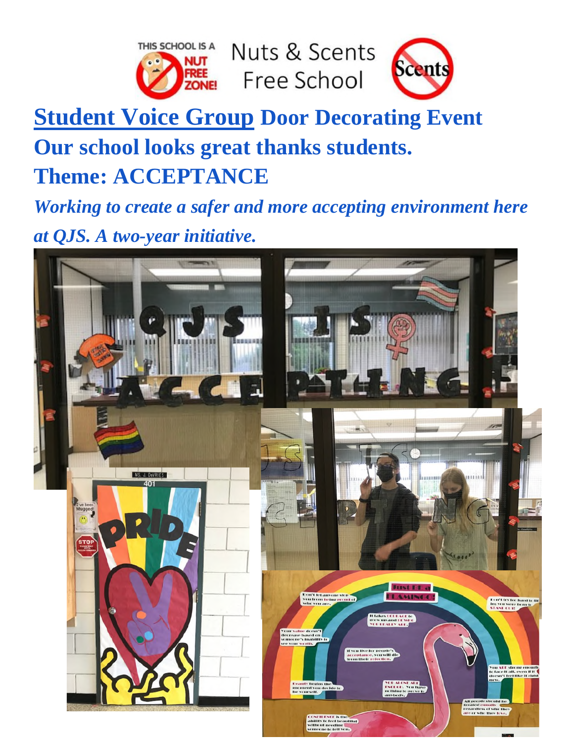Nuts & Scents Free School

# Student Voice Group Door Decorating Event

# Our school looks great thanks students.

# Theme: ACCEPTANCE

***Working to create a safer and more accepting environment here at QJS. A two-year initiative.***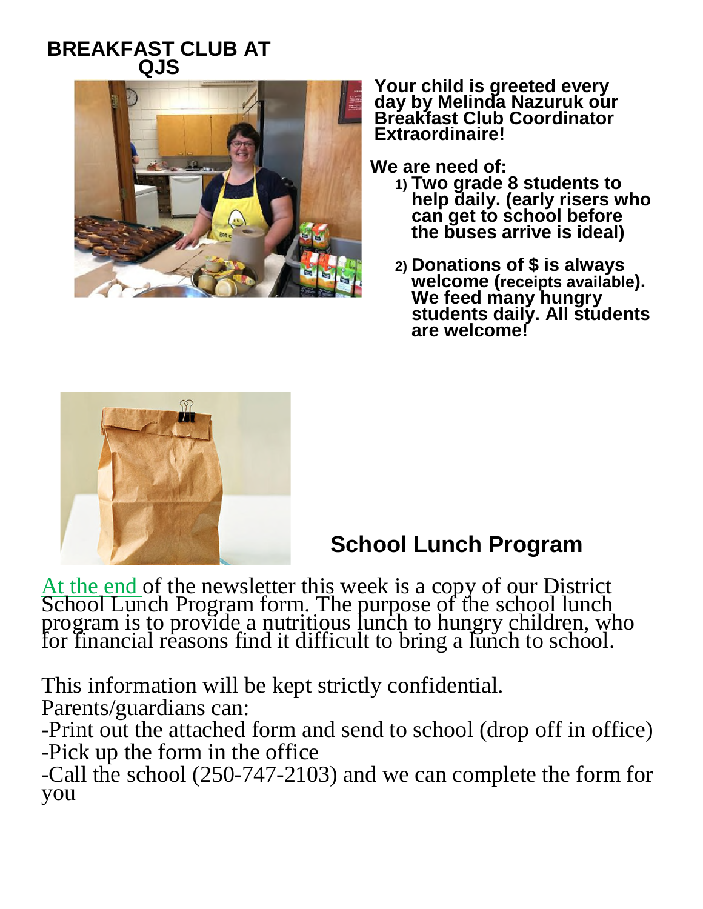# BREAKFAST CLUB AT QJS

**Your child is greeted every day by Melinda Nazuruk our Breakfast Club Coordinator Extraordinaire!**

**We are need of:**

1) **Two grade 8 students to help daily. (early risers who can get to school before the buses arrive is ideal)**
2) **Donations of $ is always welcome (receipts available). We feed many hungry students daily. All students are welcome!**

## School Lunch Program

At the end of the newsletter this week is a copy of our District School Lunch Program form. The purpose of the school lunch program is to provide a nutritious lunch to hungry children, who for financial reasons find it difficult to bring a lunch to school.

This information will be kept strictly confidential.
Parents/guardians can:
-Print out the attached form and send to school (drop off in office)
-Pick up the form in the office
-Call the school (250-747-2103) and we can complete the form for you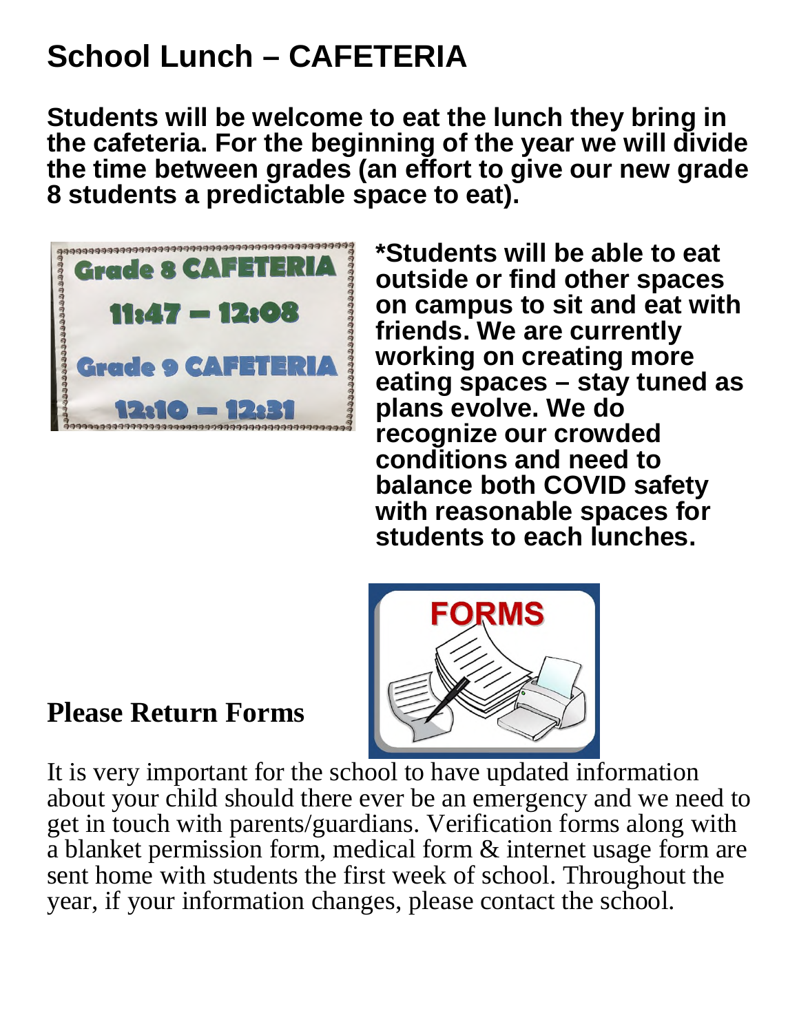# School Lunch – CAFETERIA

**Students will be welcome to eat the lunch they bring in the cafeteria. For the beginning of the year we will divide the time between grades (an effort to give our new grade 8 students a predictable space to eat).**

**Grade 8 CAFETERIA**
**11:47 – 12:08**
**Grade 9 CAFETERIA**
**12:10 – 12:31**

**\*Students will be able to eat outside or find other spaces on campus to sit and eat with friends. We are currently working on creating more eating spaces – stay tuned as plans evolve. We do recognize our crowded conditions and need to balance both COVID safety with reasonable spaces for students to each lunches.**

## Please Return Forms

It is very important for the school to have updated information about your child should there ever be an emergency and we need to get in touch with parents/guardians. Verification forms along with a blanket permission form, medical form & internet usage form are sent home with students the first week of school. Throughout the year, if your information changes, please contact the school.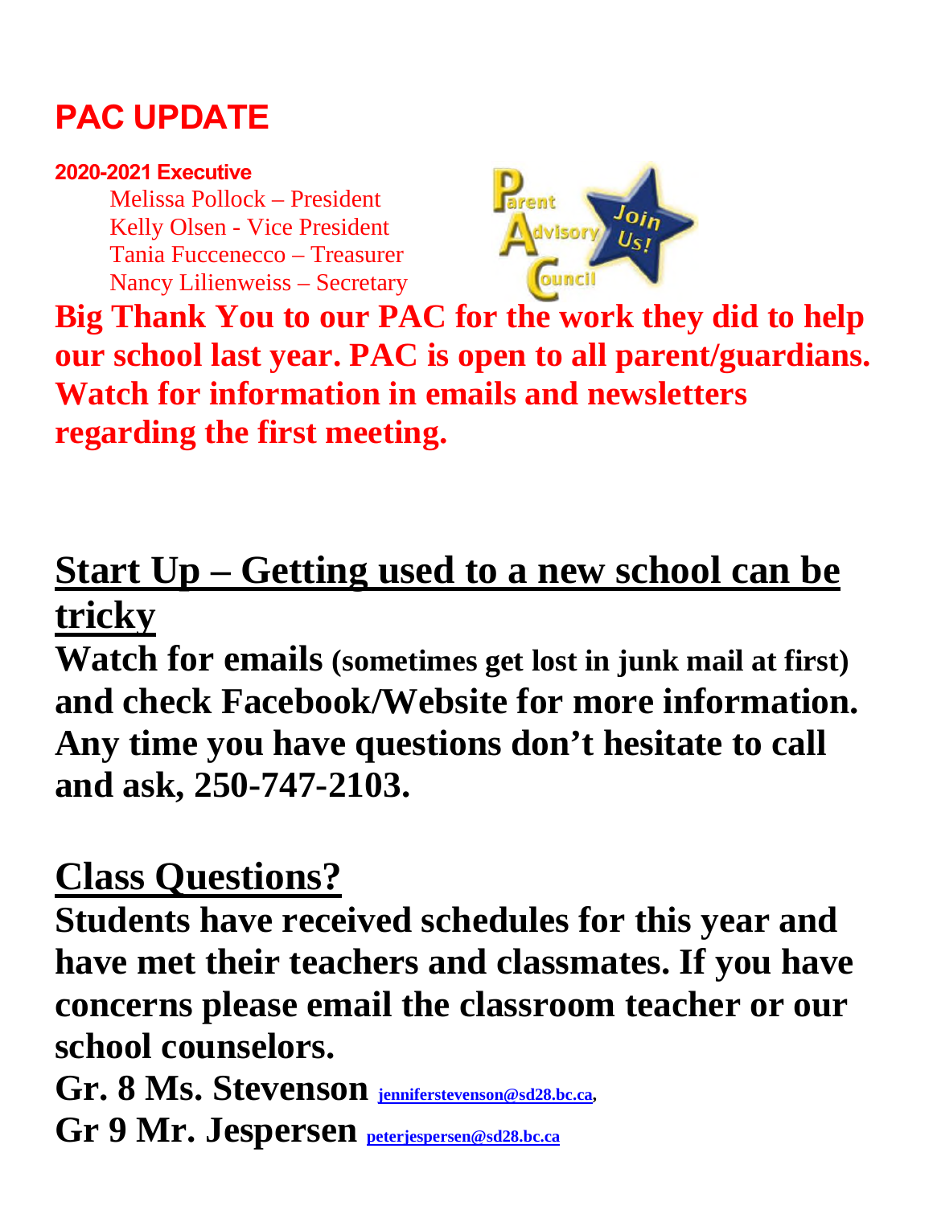# PAC UPDATE

**2020-2021 Executive**

Melissa Pollock – President
Kelly Olsen - Vice President
Tania Fuccenecco – Treasurer
Nancy Lilienweiss – Secretary

**Big Thank You to our PAC for the work they did to help our school last year. PAC is open to all parent/guardians. Watch for information in emails and newsletters regarding the first meeting.**

## Start Up – Getting used to a new school can be tricky

**Watch for emails (sometimes get lost in junk mail at first) and check Facebook/Website for more information. Any time you have questions don't hesitate to call and ask, 250-747-2103.**

## Class Questions?

**Students have received schedules for this year and have met their teachers and classmates. If you have concerns please email the classroom teacher or our school counselors.**

**Gr. 8 Ms. Stevenson** jenniferstevenson@sd28.bc.ca,

**Gr 9 Mr. Jespersen** peterjespersen@sd28.bc.ca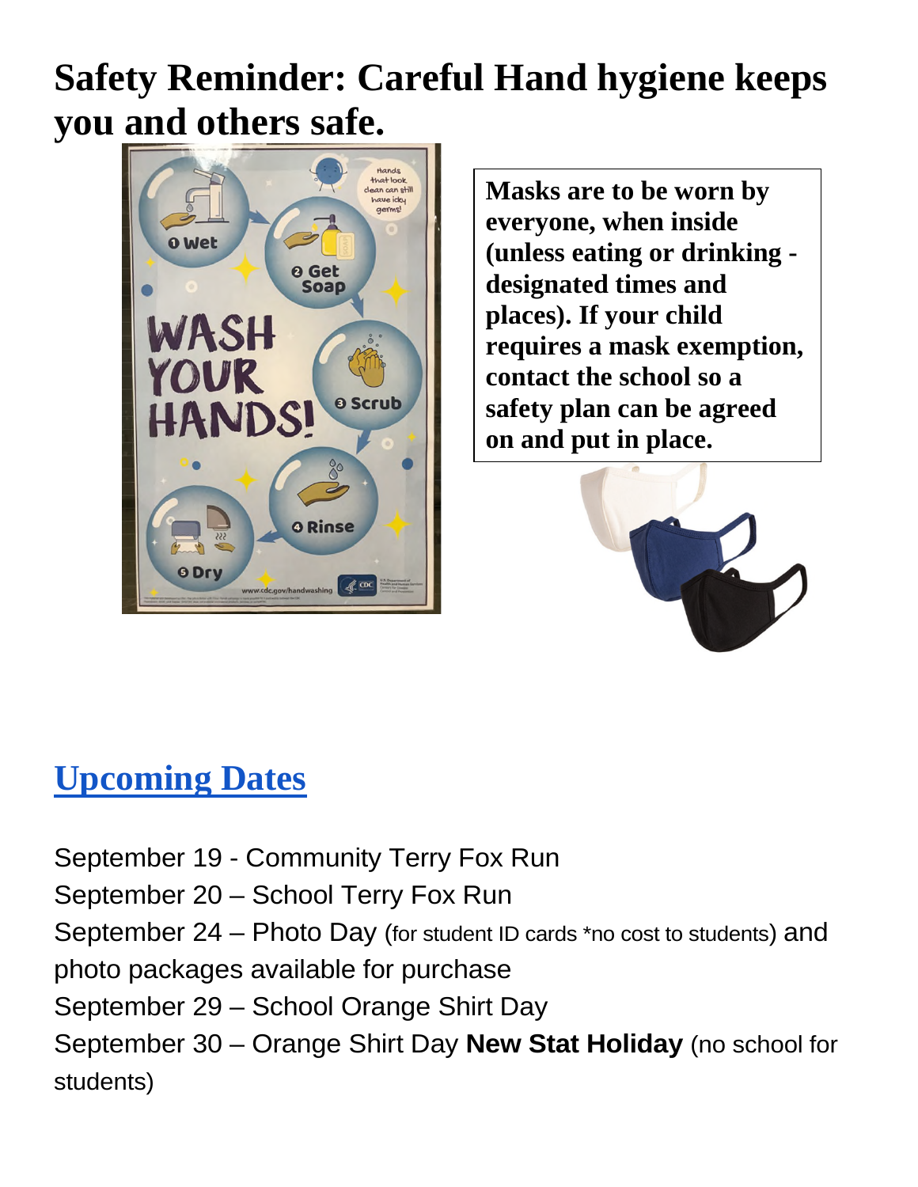# Safety Reminder: Careful Hand hygiene keeps you and others safe.

**Masks are to be worn by everyone, when inside (unless eating or drinking - designated times and places). If your child requires a mask exemption, contact the school so a safety plan can be agreed on and put in place.**

## Upcoming Dates

September 19 - Community Terry Fox Run
September 20 – School Terry Fox Run
September 24 – Photo Day (for student ID cards *no cost to students) and photo packages available for purchase
September 29 – School Orange Shirt Day
September 30 – Orange Shirt Day **New Stat Holiday** (no school for students)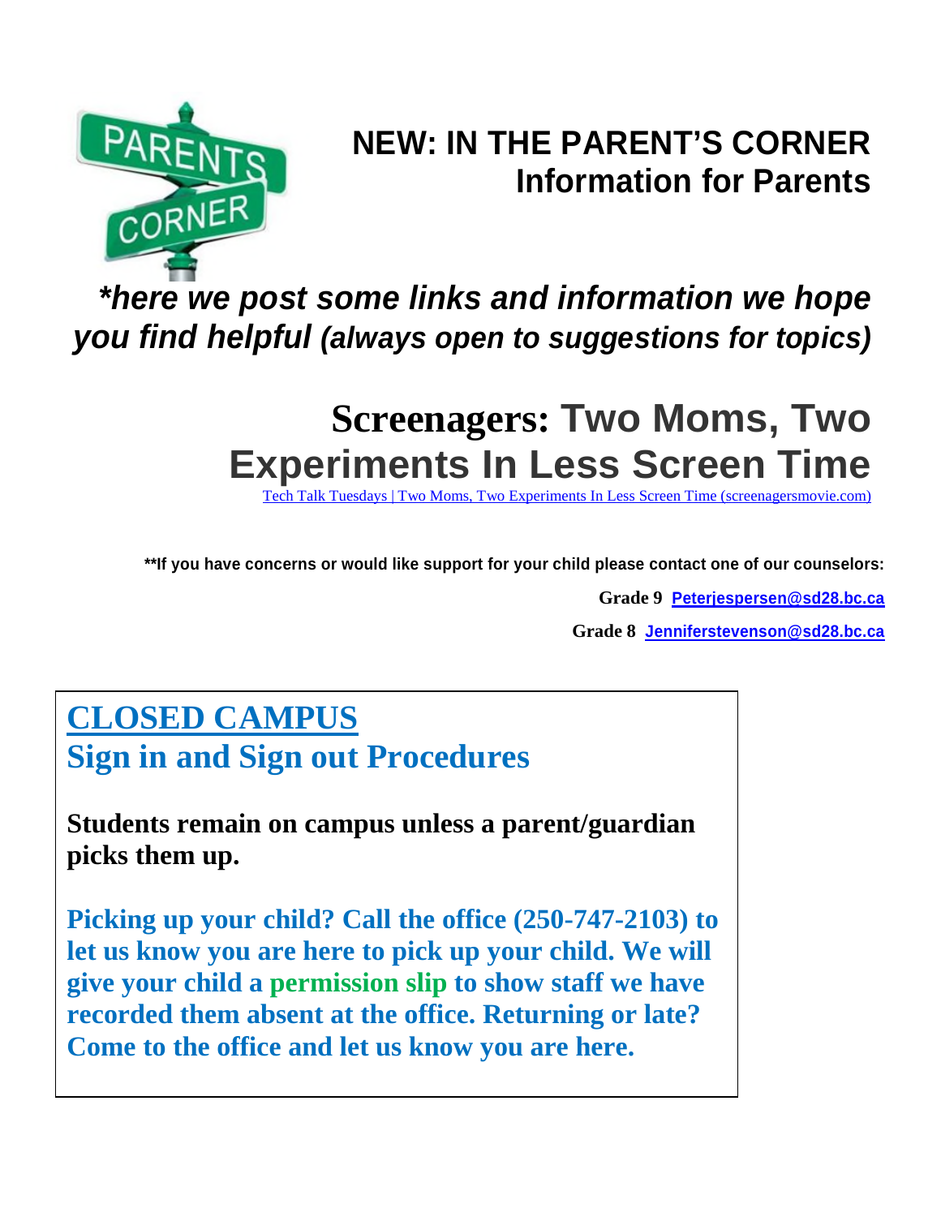# NEW: IN THE PARENT'S CORNER
## Information for Parents

***here we post some links and information we hope you find helpful (always open to suggestions for topics)***

# Screenagers: Two Moms, Two Experiments In Less Screen Time

[Tech Talk Tuesdays | Two Moms, Two Experiments In Less Screen Time (screenagersmovie.com)](screenagersmovie.com)

**\*\*If you have concerns or would like support for your child please contact one of our counselors:**

**Grade 9** Peterjespersen@sd28.bc.ca

**Grade 8** Jenniferstevenson@sd28.bc.ca

## CLOSED CAMPUS
## Sign in and Sign out Procedures

**Students remain on campus unless a parent/guardian picks them up.**

**Picking up your child? Call the office (250-747-2103) to let us know you are here to pick up your child. We will give your child a permission slip to show staff we have recorded them absent at the office. Returning or late? Come to the office and let us know you are here.**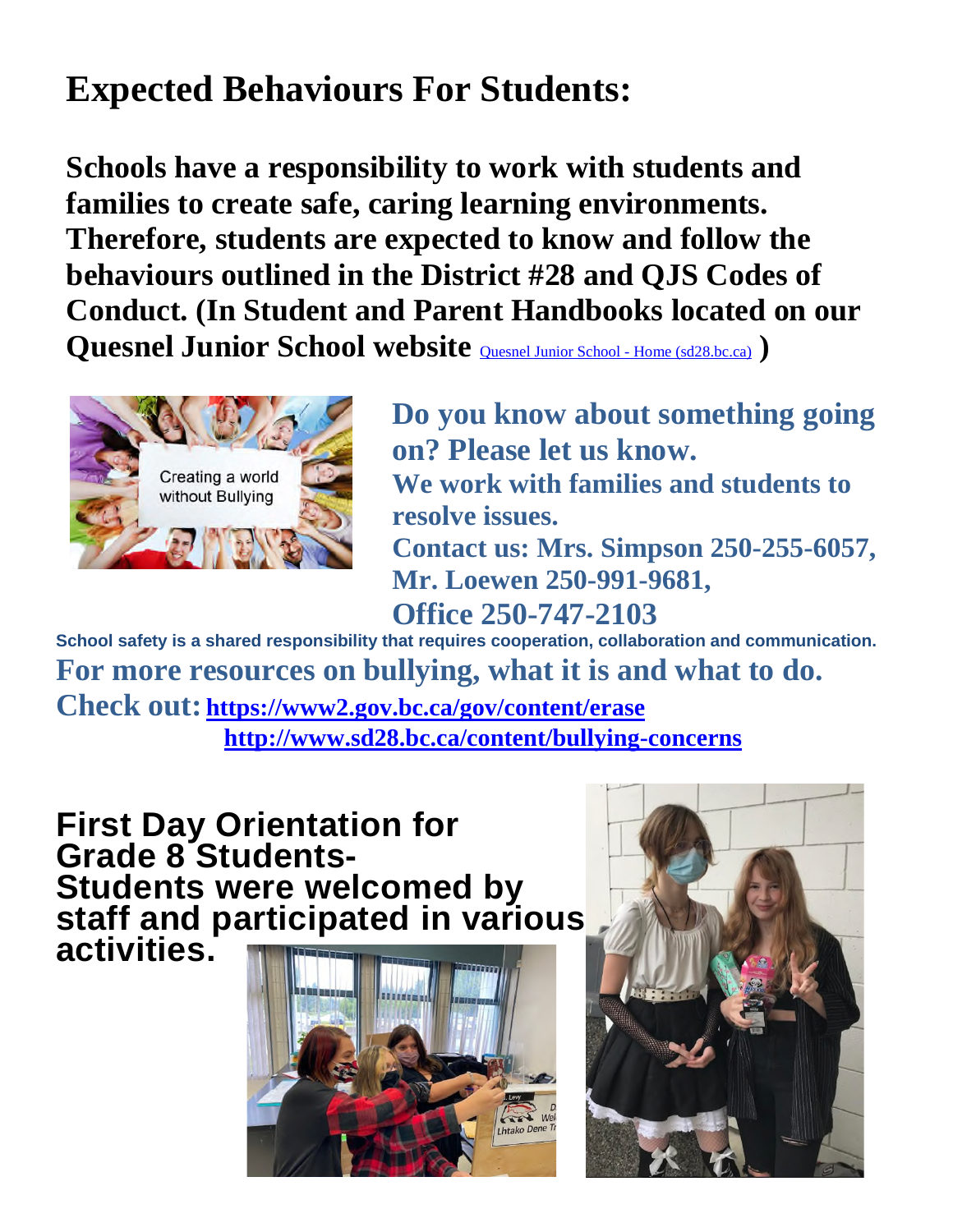# Expected Behaviours For Students:

**Schools have a responsibility to work with students and families to create safe, caring learning environments. Therefore, students are expected to know and follow the behaviours outlined in the District #28 and QJS Codes of Conduct. (In Student and Parent Handbooks located on our Quesnel Junior School website** [Quesnel Junior School - Home (sd28.bc.ca)](Quesnel Junior School - Home (sd28.bc.ca)) **)**

**Do you know about something going on? Please let us know.**
**We work with families and students to resolve issues.**
**Contact us: Mrs. Simpson 250-255-6057, Mr. Loewen 250-991-9681, Office 250-747-2103**

**School safety is a shared responsibility that requires cooperation, collaboration and communication.**

**For more resources on bullying, what it is and what to do.**
**Check out:** **https://www2.gov.bc.ca/gov/content/erase**
**http://www.sd28.bc.ca/content/bullying-concerns**

## First Day Orientation for Grade 8 Students- Students were welcomed by staff and participated in various activities.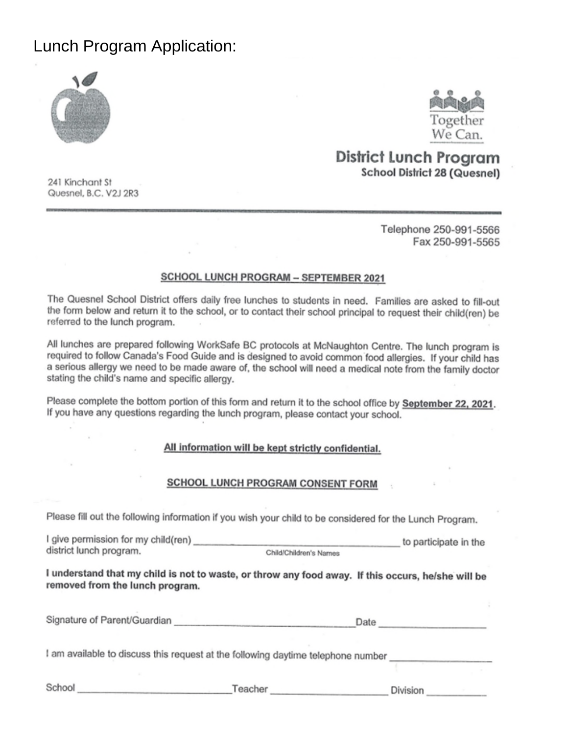Lunch Program Application:

Together We Can.

**District Lunch Program**
**School District 28 (Quesnel)**

241 Kinchant St
Quesnel, B.C. V2J 2R3

Telephone 250-991-5566
Fax 250-991-5565

**SCHOOL LUNCH PROGRAM – SEPTEMBER 2021**

The Quesnel School District offers daily free lunches to students in need. Families are asked to fill-out the form below and return it to the school, or to contact their school principal to request their child(ren) be referred to the lunch program.

All lunches are prepared following WorkSafe BC protocols at McNaughton Centre. The lunch program is required to follow Canada's Food Guide and is designed to avoid common food allergies. If your child has a serious allergy we need to be made aware of, the school will need a medical note from the family doctor stating the child's name and specific allergy.

Please complete the bottom portion of this form and return it to the school office by **September 22, 2021**. If you have any questions regarding the lunch program, please contact your school.

**All information will be kept strictly confidential.**

**SCHOOL LUNCH PROGRAM CONSENT FORM**

Please fill out the following information if you wish your child to be considered for the Lunch Program.

I give permission for my child(ren) ______________________________ to participate in the district lunch program.
Child/Children's Names

**I understand that my child is not to waste, or throw any food away. If this occurs, he/she will be removed from the lunch program.**

Signature of Parent/Guardian ______________________________ Date ________________

I am available to discuss this request at the following daytime telephone number ________________

School ________________________ Teacher ____________________ Division __________